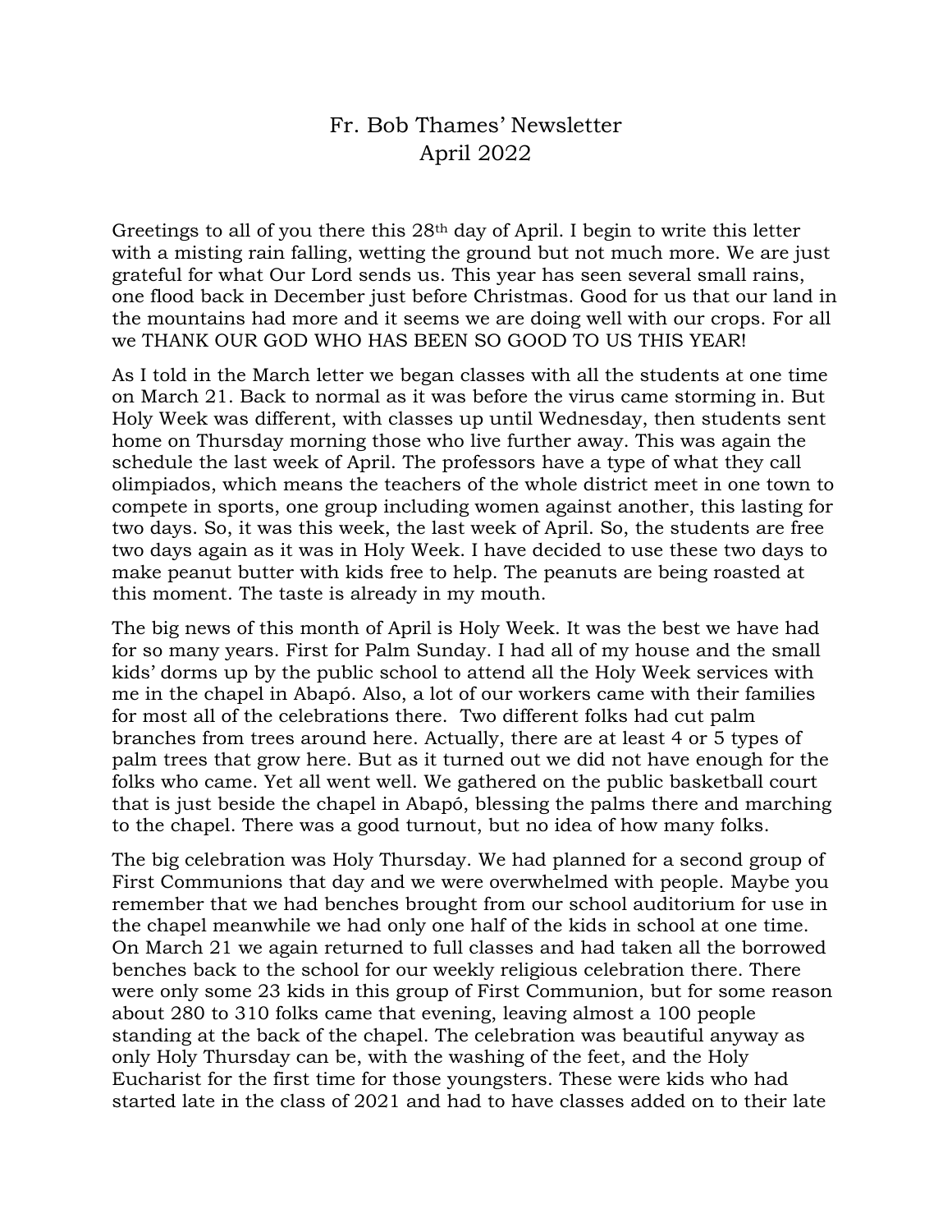# Fr. Bob Thames' Newsletter
## April 2022

Greetings to all of you there this 28th day of April. I begin to write this letter with a misting rain falling, wetting the ground but not much more. We are just grateful for what Our Lord sends us. This year has seen several small rains, one flood back in December just before Christmas. Good for us that our land in the mountains had more and it seems we are doing well with our crops. For all we THANK OUR GOD WHO HAS BEEN SO GOOD TO US THIS YEAR!

As I told in the March letter we began classes with all the students at one time on March 21. Back to normal as it was before the virus came storming in. But Holy Week was different, with classes up until Wednesday, then students sent home on Thursday morning those who live further away. This was again the schedule the last week of April. The professors have a type of what they call olimpiados, which means the teachers of the whole district meet in one town to compete in sports, one group including women against another, this lasting for two days. So, it was this week, the last week of April. So, the students are free two days again as it was in Holy Week. I have decided to use these two days to make peanut butter with kids free to help. The peanuts are being roasted at this moment. The taste is already in my mouth.

The big news of this month of April is Holy Week. It was the best we have had for so many years. First for Palm Sunday. I had all of my house and the small kids' dorms up by the public school to attend all the Holy Week services with me in the chapel in Abapó. Also, a lot of our workers came with their families for most all of the celebrations there. Two different folks had cut palm branches from trees around here. Actually, there are at least 4 or 5 types of palm trees that grow here. But as it turned out we did not have enough for the folks who came. Yet all went well. We gathered on the public basketball court that is just beside the chapel in Abapó, blessing the palms there and marching to the chapel. There was a good turnout, but no idea of how many folks.

The big celebration was Holy Thursday. We had planned for a second group of First Communions that day and we were overwhelmed with people. Maybe you remember that we had benches brought from our school auditorium for use in the chapel meanwhile we had only one half of the kids in school at one time. On March 21 we again returned to full classes and had taken all the borrowed benches back to the school for our weekly religious celebration there. There were only some 23 kids in this group of First Communion, but for some reason about 280 to 310 folks came that evening, leaving almost a 100 people standing at the back of the chapel. The celebration was beautiful anyway as only Holy Thursday can be, with the washing of the feet, and the Holy Eucharist for the first time for those youngsters. These were kids who had started late in the class of 2021 and had to have classes added on to their late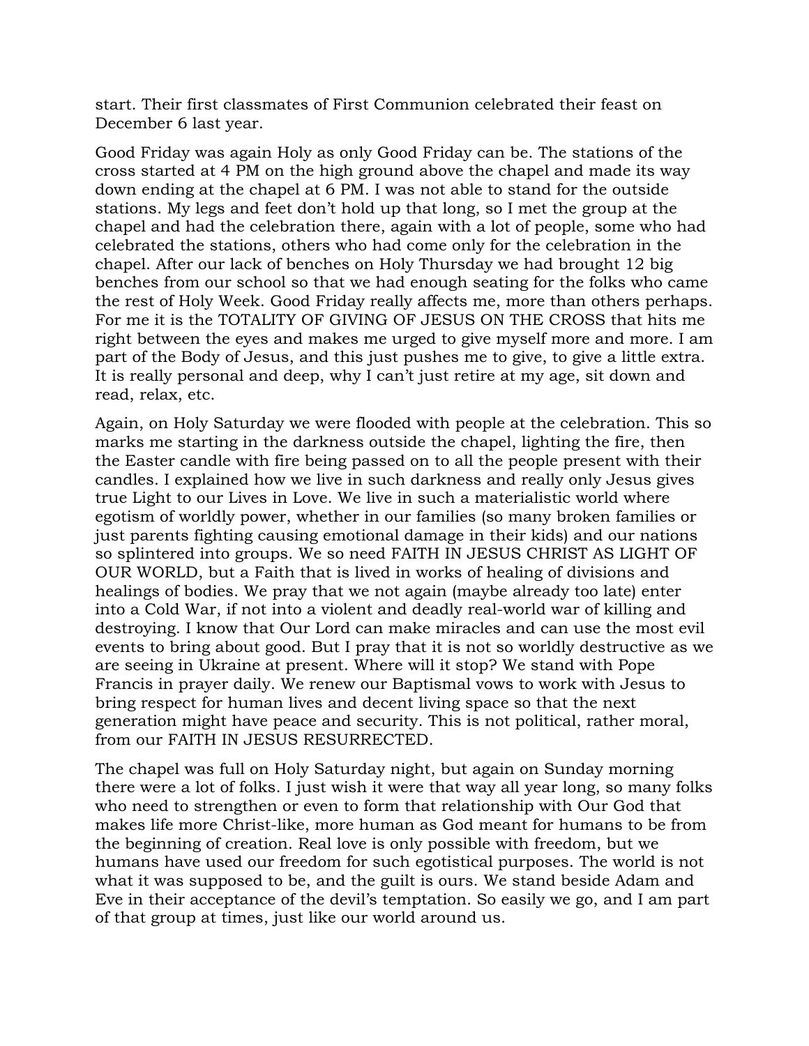start. Their first classmates of First Communion celebrated their feast on December 6 last year.

Good Friday was again Holy as only Good Friday can be. The stations of the cross started at 4 PM on the high ground above the chapel and made its way down ending at the chapel at 6 PM. I was not able to stand for the outside stations. My legs and feet don't hold up that long, so I met the group at the chapel and had the celebration there, again with a lot of people, some who had celebrated the stations, others who had come only for the celebration in the chapel. After our lack of benches on Holy Thursday we had brought 12 big benches from our school so that we had enough seating for the folks who came the rest of Holy Week. Good Friday really affects me, more than others perhaps. For me it is the TOTALITY OF GIVING OF JESUS ON THE CROSS that hits me right between the eyes and makes me urged to give myself more and more. I am part of the Body of Jesus, and this just pushes me to give, to give a little extra. It is really personal and deep, why I can't just retire at my age, sit down and read, relax, etc.

Again, on Holy Saturday we were flooded with people at the celebration. This so marks me starting in the darkness outside the chapel, lighting the fire, then the Easter candle with fire being passed on to all the people present with their candles. I explained how we live in such darkness and really only Jesus gives true Light to our Lives in Love. We live in such a materialistic world where egotism of worldly power, whether in our families (so many broken families or just parents fighting causing emotional damage in their kids) and our nations so splintered into groups. We so need FAITH IN JESUS CHRIST AS LIGHT OF OUR WORLD, but a Faith that is lived in works of healing of divisions and healings of bodies. We pray that we not again (maybe already too late) enter into a Cold War, if not into a violent and deadly real-world war of killing and destroying. I know that Our Lord can make miracles and can use the most evil events to bring about good. But I pray that it is not so worldly destructive as we are seeing in Ukraine at present. Where will it stop? We stand with Pope Francis in prayer daily. We renew our Baptismal vows to work with Jesus to bring respect for human lives and decent living space so that the next generation might have peace and security. This is not political, rather moral, from our FAITH IN JESUS RESURRECTED.

The chapel was full on Holy Saturday night, but again on Sunday morning there were a lot of folks. I just wish it were that way all year long, so many folks who need to strengthen or even to form that relationship with Our God that makes life more Christ-like, more human as God meant for humans to be from the beginning of creation. Real love is only possible with freedom, but we humans have used our freedom for such egotistical purposes. The world is not what it was supposed to be, and the guilt is ours. We stand beside Adam and Eve in their acceptance of the devil's temptation. So easily we go, and I am part of that group at times, just like our world around us.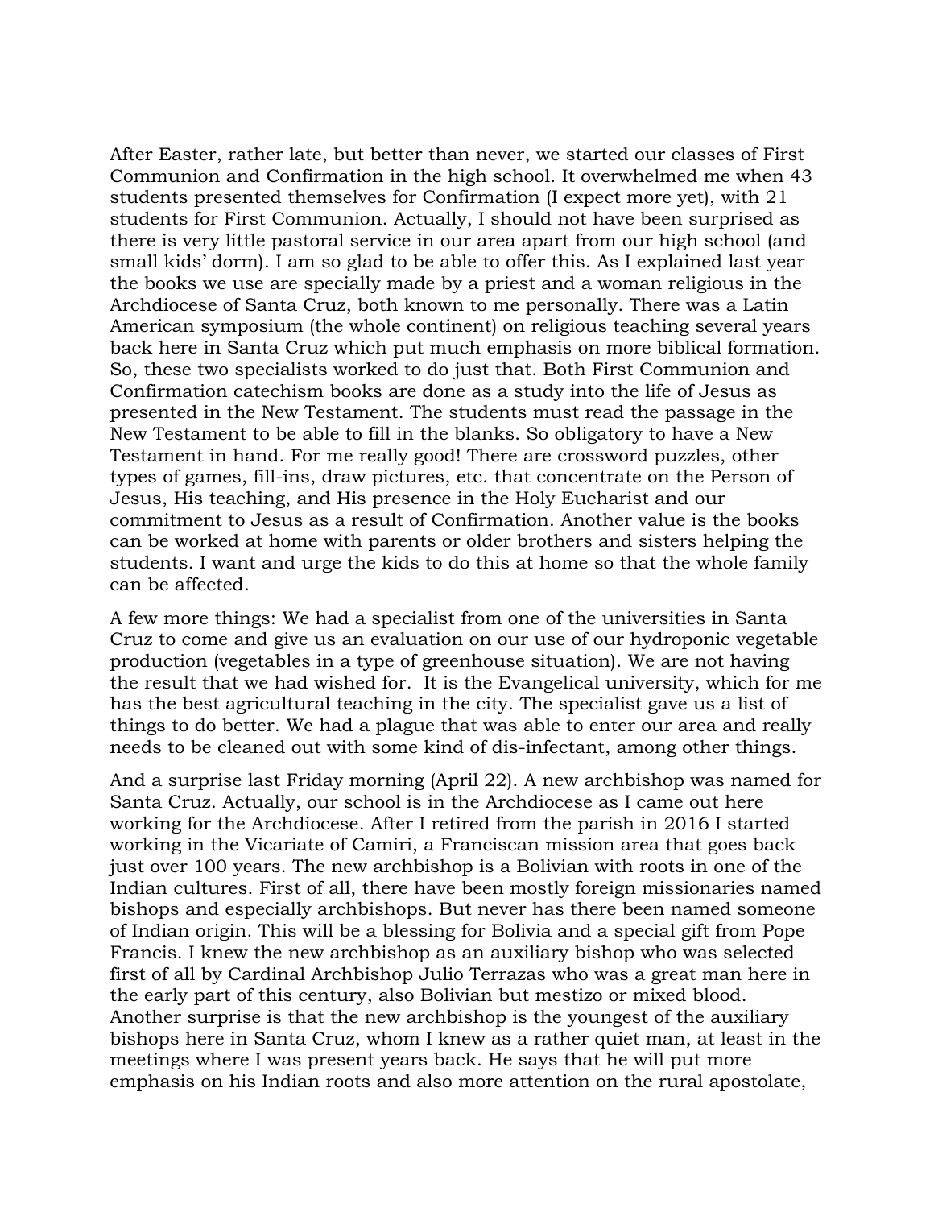After Easter, rather late, but better than never, we started our classes of First Communion and Confirmation in the high school. It overwhelmed me when 43 students presented themselves for Confirmation (I expect more yet), with 21 students for First Communion. Actually, I should not have been surprised as there is very little pastoral service in our area apart from our high school (and small kids' dorm). I am so glad to be able to offer this. As I explained last year the books we use are specially made by a priest and a woman religious in the Archdiocese of Santa Cruz, both known to me personally. There was a Latin American symposium (the whole continent) on religious teaching several years back here in Santa Cruz which put much emphasis on more biblical formation. So, these two specialists worked to do just that. Both First Communion and Confirmation catechism books are done as a study into the life of Jesus as presented in the New Testament. The students must read the passage in the New Testament to be able to fill in the blanks. So obligatory to have a New Testament in hand. For me really good! There are crossword puzzles, other types of games, fill-ins, draw pictures, etc. that concentrate on the Person of Jesus, His teaching, and His presence in the Holy Eucharist and our commitment to Jesus as a result of Confirmation. Another value is the books can be worked at home with parents or older brothers and sisters helping the students. I want and urge the kids to do this at home so that the whole family can be affected.

A few more things: We had a specialist from one of the universities in Santa Cruz to come and give us an evaluation on our use of our hydroponic vegetable production (vegetables in a type of greenhouse situation). We are not having the result that we had wished for. It is the Evangelical university, which for me has the best agricultural teaching in the city. The specialist gave us a list of things to do better. We had a plague that was able to enter our area and really needs to be cleaned out with some kind of dis-infectant, among other things.

And a surprise last Friday morning (April 22). A new archbishop was named for Santa Cruz. Actually, our school is in the Archdiocese as I came out here working for the Archdiocese. After I retired from the parish in 2016 I started working in the Vicariate of Camiri, a Franciscan mission area that goes back just over 100 years. The new archbishop is a Bolivian with roots in one of the Indian cultures. First of all, there have been mostly foreign missionaries named bishops and especially archbishops. But never has there been named someone of Indian origin. This will be a blessing for Bolivia and a special gift from Pope Francis. I knew the new archbishop as an auxiliary bishop who was selected first of all by Cardinal Archbishop Julio Terrazas who was a great man here in the early part of this century, also Bolivian but mestizo or mixed blood. Another surprise is that the new archbishop is the youngest of the auxiliary bishops here in Santa Cruz, whom I knew as a rather quiet man, at least in the meetings where I was present years back. He says that he will put more emphasis on his Indian roots and also more attention on the rural apostolate,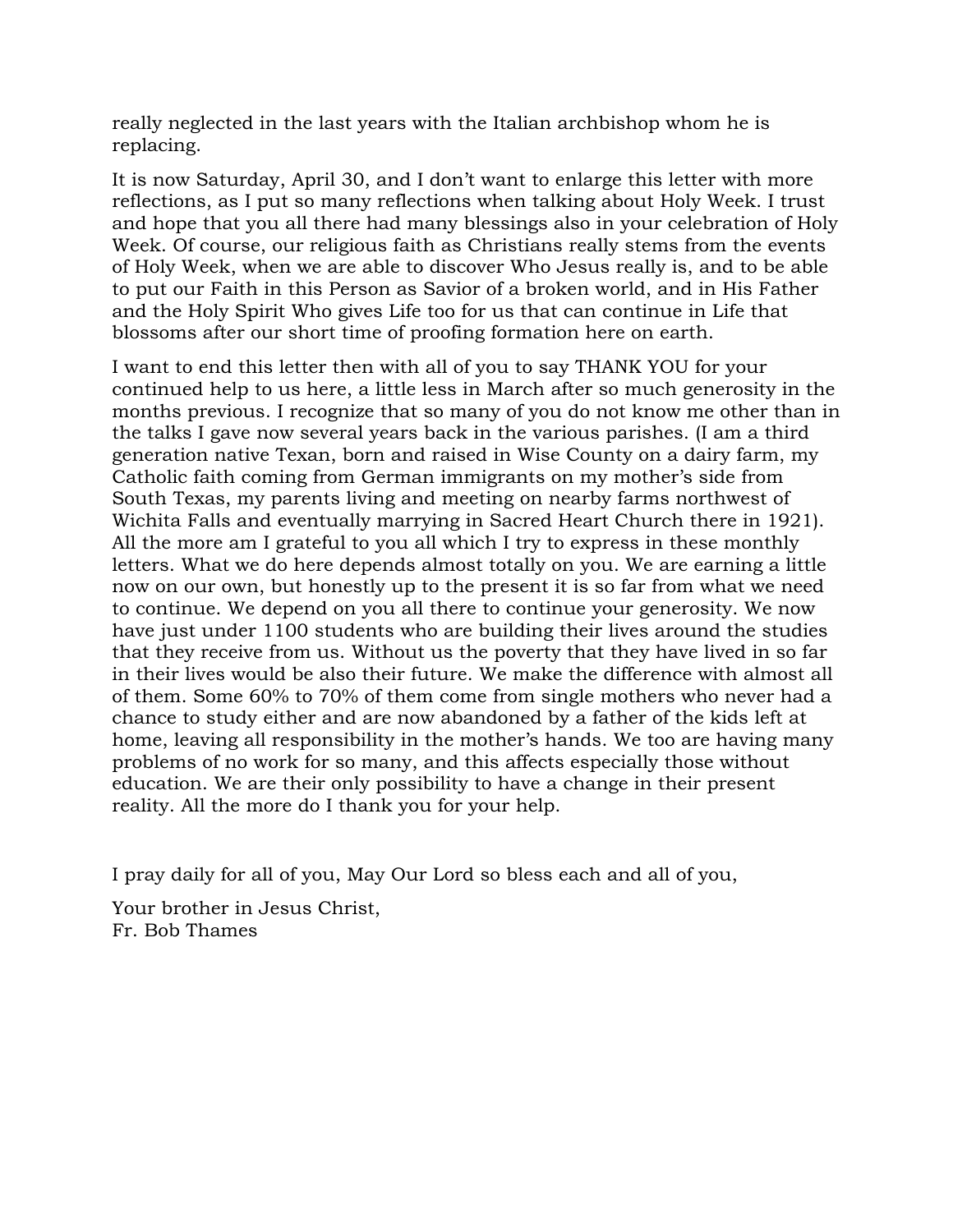really neglected in the last years with the Italian archbishop whom he is replacing.

It is now Saturday, April 30, and I don't want to enlarge this letter with more reflections, as I put so many reflections when talking about Holy Week. I trust and hope that you all there had many blessings also in your celebration of Holy Week. Of course, our religious faith as Christians really stems from the events of Holy Week, when we are able to discover Who Jesus really is, and to be able to put our Faith in this Person as Savior of a broken world, and in His Father and the Holy Spirit Who gives Life too for us that can continue in Life that blossoms after our short time of proofing formation here on earth.

I want to end this letter then with all of you to say THANK YOU for your continued help to us here, a little less in March after so much generosity in the months previous. I recognize that so many of you do not know me other than in the talks I gave now several years back in the various parishes. (I am a third generation native Texan, born and raised in Wise County on a dairy farm, my Catholic faith coming from German immigrants on my mother's side from South Texas, my parents living and meeting on nearby farms northwest of Wichita Falls and eventually marrying in Sacred Heart Church there in 1921). All the more am I grateful to you all which I try to express in these monthly letters. What we do here depends almost totally on you. We are earning a little now on our own, but honestly up to the present it is so far from what we need to continue. We depend on you all there to continue your generosity. We now have just under 1100 students who are building their lives around the studies that they receive from us. Without us the poverty that they have lived in so far in their lives would be also their future. We make the difference with almost all of them. Some 60% to 70% of them come from single mothers who never had a chance to study either and are now abandoned by a father of the kids left at home, leaving all responsibility in the mother's hands. We too are having many problems of no work for so many, and this affects especially those without education. We are their only possibility to have a change in their present reality. All the more do I thank you for your help.

I pray daily for all of you, May Our Lord so bless each and all of you,

Your brother in Jesus Christ,
Fr. Bob Thames